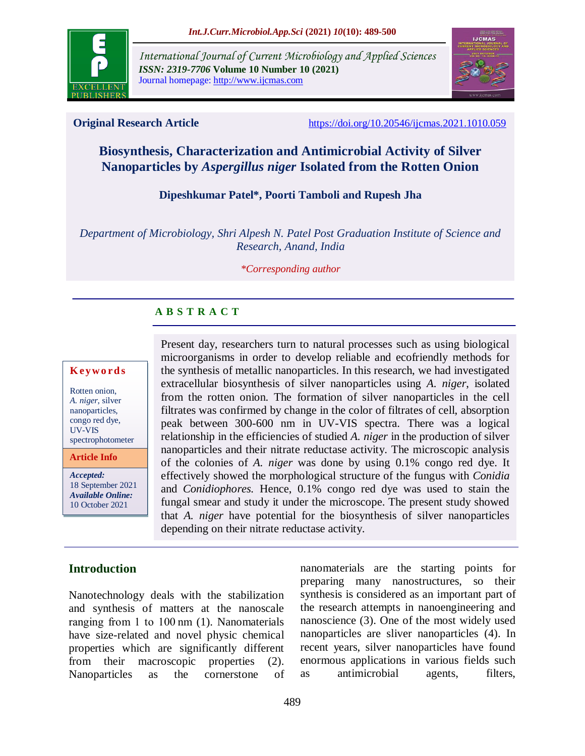Original Research Article

https://doi.org/10.20546/ijcmas.2021.1010.059

# Biosynthesis, Characterization and Antimicrobial Activity of Silver Nanoparticles by *Aspergillus niger* Isolated from the Rotten Onion

**Dipeshkumar Patel*, Poorti Tamboli and Rupesh Jha**

*Department of Microbiology, Shri Alpesh N. Patel Post Graduation Institute of Science and Research, Anand, India*

*\*Corresponding author*

## A B S T R A C T

**Keywords**

Rotten onion, *A. niger*, silver nanoparticles, congo red dye, UV-VIS spectrophotometer

**Article Info**

***Accepted:*** 18 September 2021

***Available Online:*** 10 October 2021

Present day, researchers turn to natural processes such as using biological microorganisms in order to develop reliable and ecofriendly methods for the synthesis of metallic nanoparticles. In this research, we had investigated extracellular biosynthesis of silver nanoparticles using *A. niger*, isolated from the rotten onion. The formation of silver nanoparticles in the cell filtrates was confirmed by change in the color of filtrates of cell, absorption peak between 300-600 nm in UV-VIS spectra. There was a logical relationship in the efficiencies of studied *A. niger* in the production of silver nanoparticles and their nitrate reductase activity. The microscopic analysis of the colonies of *A. niger* was done by using 0.1% congo red dye. It effectively showed the morphological structure of the fungus with *Conidia* and *Conidiophores.* Hence, 0.1% congo red dye was used to stain the fungal smear and study it under the microscope. The present study showed that *A. niger* have potential for the biosynthesis of silver nanoparticles depending on their nitrate reductase activity.

## Introduction

Nanotechnology deals with the stabilization and synthesis of matters at the nanoscale ranging from 1 to 100 nm (1). Nanomaterials have size-related and novel physic chemical properties which are significantly different from their macroscopic properties (2). Nanoparticles as the cornerstone of nanomaterials are the starting points for preparing many nanostructures, so their synthesis is considered as an important part of the research attempts in nanoengineering and nanoscience (3). One of the most widely used nanoparticles are sliver nanoparticles (4). In recent years, silver nanoparticles have found enormous applications in various fields such as antimicrobial agents, filters,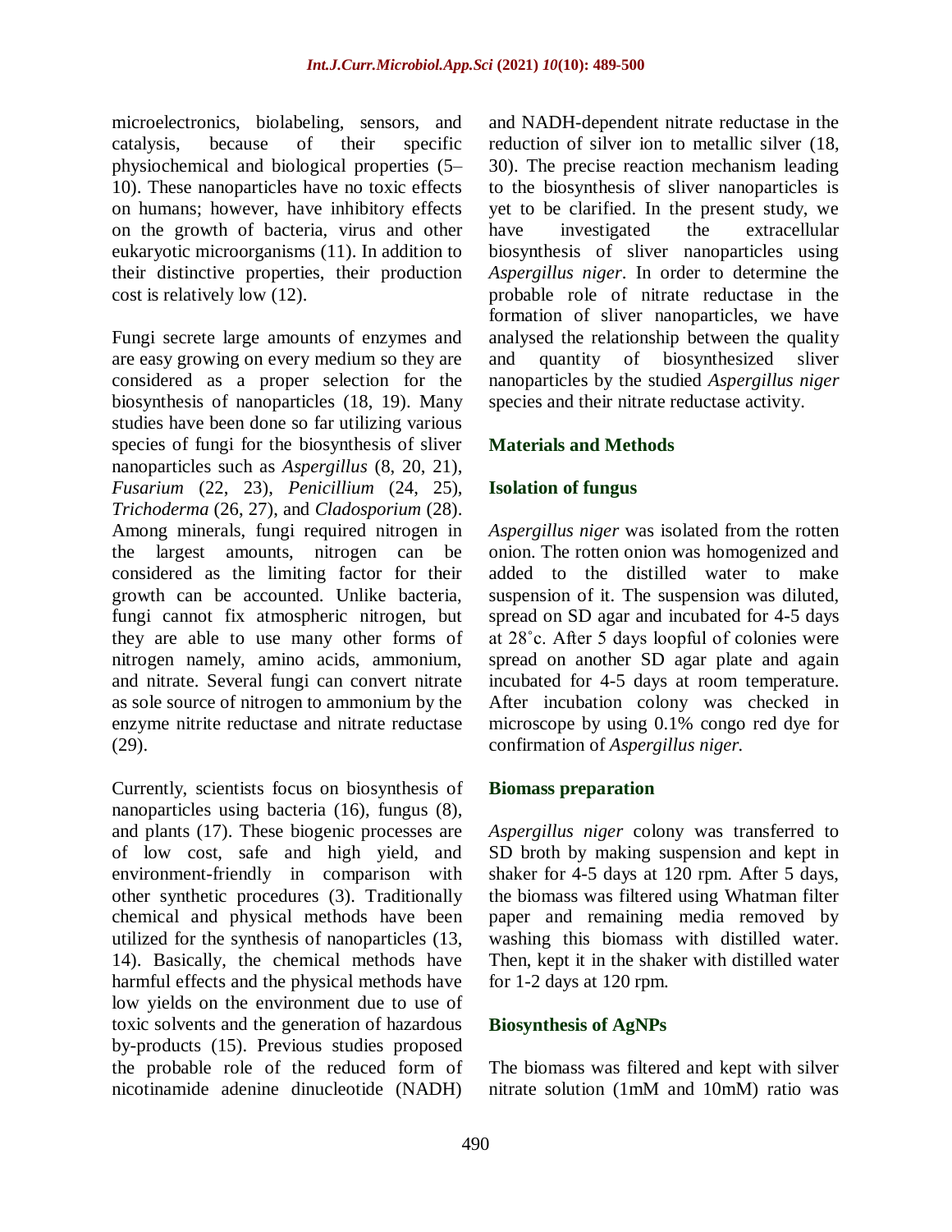microelectronics, biolabeling, sensors, and catalysis, because of their specific physiochemical and biological properties (5–10). These nanoparticles have no toxic effects on humans; however, have inhibitory effects on the growth of bacteria, virus and other eukaryotic microorganisms (11). In addition to their distinctive properties, their production cost is relatively low (12).

Fungi secrete large amounts of enzymes and are easy growing on every medium so they are considered as a proper selection for the biosynthesis of nanoparticles (18, 19). Many studies have been done so far utilizing various species of fungi for the biosynthesis of sliver nanoparticles such as *Aspergillus* (8, 20, 21), *Fusarium* (22, 23), *Penicillium* (24, 25), *Trichoderma* (26, 27), and *Cladosporium* (28). Among minerals, fungi required nitrogen in the largest amounts, nitrogen can be considered as the limiting factor for their growth can be accounted. Unlike bacteria, fungi cannot fix atmospheric nitrogen, but they are able to use many other forms of nitrogen namely, amino acids, ammonium, and nitrate. Several fungi can convert nitrate as sole source of nitrogen to ammonium by the enzyme nitrite reductase and nitrate reductase (29).

Currently, scientists focus on biosynthesis of nanoparticles using bacteria (16), fungus (8), and plants (17). These biogenic processes are of low cost, safe and high yield, and environment-friendly in comparison with other synthetic procedures (3). Traditionally chemical and physical methods have been utilized for the synthesis of nanoparticles (13, 14). Basically, the chemical methods have harmful effects and the physical methods have low yields on the environment due to use of toxic solvents and the generation of hazardous by-products (15). Previous studies proposed the probable role of the reduced form of nicotinamide adenine dinucleotide (NADH) and NADH-dependent nitrate reductase in the reduction of silver ion to metallic silver (18, 30). The precise reaction mechanism leading to the biosynthesis of sliver nanoparticles is yet to be clarified. In the present study, we have investigated the extracellular biosynthesis of sliver nanoparticles using *Aspergillus niger*. In order to determine the probable role of nitrate reductase in the formation of sliver nanoparticles, we have analysed the relationship between the quality and quantity of biosynthesized sliver nanoparticles by the studied *Aspergillus niger* species and their nitrate reductase activity.

## Materials and Methods

### Isolation of fungus

*Aspergillus niger* was isolated from the rotten onion. The rotten onion was homogenized and added to the distilled water to make suspension of it. The suspension was diluted, spread on SD agar and incubated for 4-5 days at 28˚c. After 5 days loopful of colonies were spread on another SD agar plate and again incubated for 4-5 days at room temperature. After incubation colony was checked in microscope by using 0.1% congo red dye for confirmation of *Aspergillus niger.*

### Biomass preparation

*Aspergillus niger* colony was transferred to SD broth by making suspension and kept in shaker for 4-5 days at 120 rpm. After 5 days, the biomass was filtered using Whatman filter paper and remaining media removed by washing this biomass with distilled water. Then, kept it in the shaker with distilled water for 1-2 days at 120 rpm.

### Biosynthesis of AgNPs

The biomass was filtered and kept with silver nitrate solution (1mM and 10mM) ratio was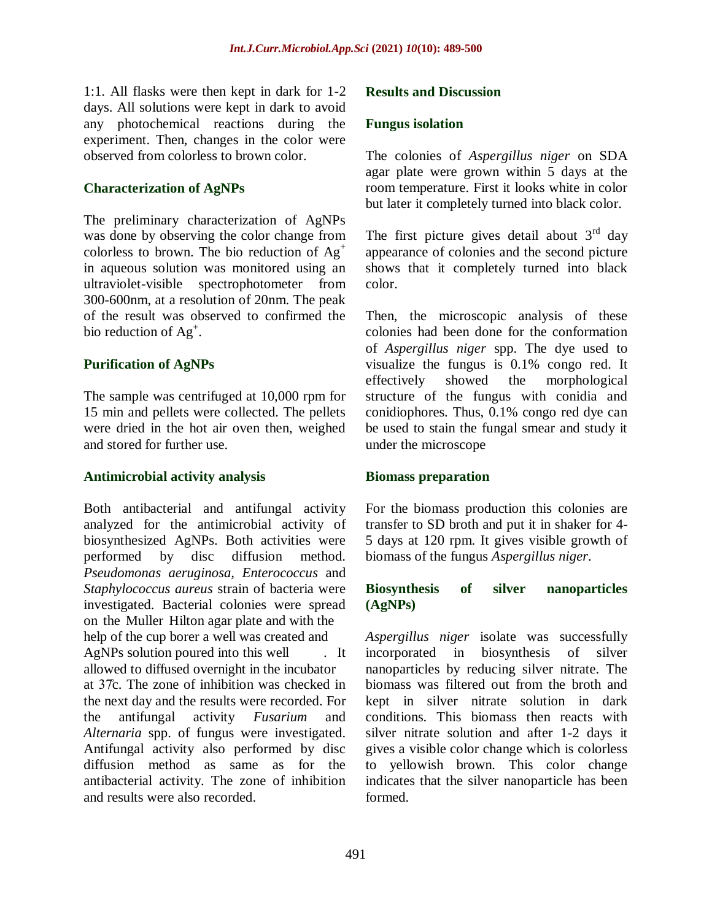1:1. All flasks were then kept in dark for 1-2 days. All solutions were kept in dark to avoid any photochemical reactions during the experiment. Then, changes in the color were observed from colorless to brown color.

### Characterization of AgNPs

The preliminary characterization of AgNPs was done by observing the color change from colorless to brown. The bio reduction of $Ag^+$ in aqueous solution was monitored using an ultraviolet-visible spectrophotometer from 300-600nm, at a resolution of 20nm. The peak of the result was observed to confirmed the bio reduction of $Ag^+$.

### Purification of AgNPs

The sample was centrifuged at 10,000 rpm for 15 min and pellets were collected. The pellets were dried in the hot air oven then, weighed and stored for further use.

### Antimicrobial activity analysis

Both antibacterial and antifungal activity analyzed for the antimicrobial activity of biosynthesized AgNPs. Both activities were performed by disc diffusion method. *Pseudomonas aeruginosa*, *Enterococcus* and *Staphylococcus aureus* strain of bacteria were investigated. Bacterial colonies were spread on the Muller Hilton agar plate and with the help of the cup borer a well was created and AgNPs solution poured into this well . It allowed to diffused overnight in the incubator at 37c. The zone of inhibition was checked in the next day and the results were recorded. For the antifungal activity *Fusarium* and *Alternaria* spp. of fungus were investigated. Antifungal activity also performed by disc diffusion method as same as for the antibacterial activity. The zone of inhibition and results were also recorded.

## Results and Discussion

### Fungus isolation

The colonies of *Aspergillus niger* on SDA agar plate were grown within 5 days at the room temperature. First it looks white in color but later it completely turned into black color.

The first picture gives detail about 3rd day appearance of colonies and the second picture shows that it completely turned into black color.

Then, the microscopic analysis of these colonies had been done for the conformation of *Aspergillus niger* spp. The dye used to visualize the fungus is 0.1% congo red. It effectively showed the morphological structure of the fungus with conidia and conidiophores. Thus, 0.1% congo red dye can be used to stain the fungal smear and study it under the microscope

### Biomass preparation

For the biomass production this colonies are transfer to SD broth and put it in shaker for 4-5 days at 120 rpm. It gives visible growth of biomass of the fungus *Aspergillus niger*.

### Biosynthesis of silver nanoparticles (AgNPs)

*Aspergillus niger* isolate was successfully incorporated in biosynthesis of silver nanoparticles by reducing silver nitrate. The biomass was filtered out from the broth and kept in silver nitrate solution in dark conditions. This biomass then reacts with silver nitrate solution and after 1-2 days it gives a visible color change which is colorless to yellowish brown. This color change indicates that the silver nanoparticle has been formed.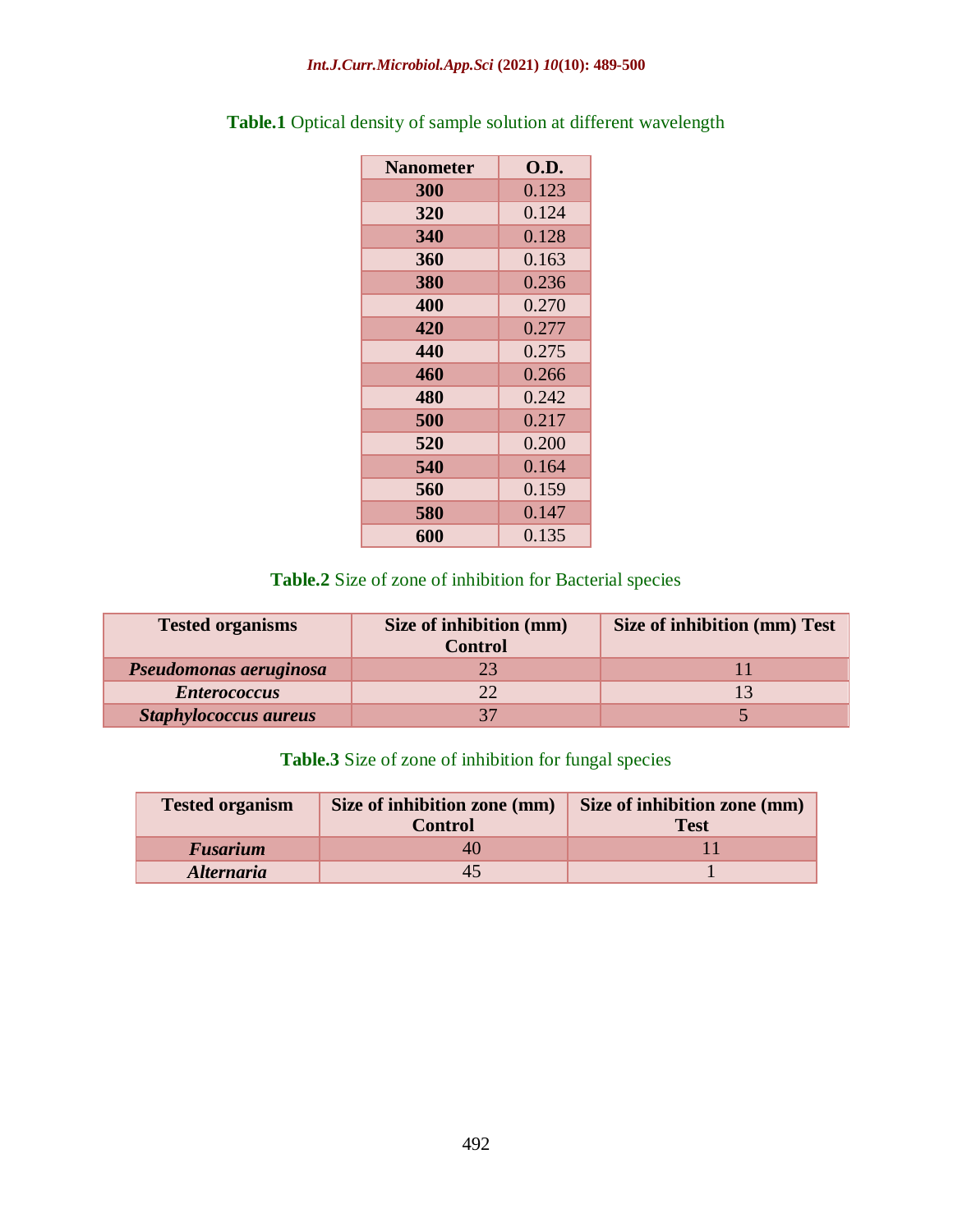**Table.1** Optical density of sample solution at different wavelength

| Nanometer | O.D. |
|---|---|
| **300** | 0.123 |
| **320** | 0.124 |
| **340** | 0.128 |
| **360** | 0.163 |
| **380** | 0.236 |
| **400** | 0.270 |
| **420** | 0.277 |
| **440** | 0.275 |
| **460** | 0.266 |
| **480** | 0.242 |
| **500** | 0.217 |
| **520** | 0.200 |
| **540** | 0.164 |
| **560** | 0.159 |
| **580** | 0.147 |
| **600** | 0.135 |

**Table.2** Size of zone of inhibition for Bacterial species

| Tested organisms | Size of inhibition (mm) Control | Size of inhibition (mm) Test |
|---|---|---|
| ***Pseudomonas aeruginosa*** | 23 | 11 |
| ***Enterococcus*** | 22 | 13 |
| ***Staphylococcus aureus*** | 37 | 5 |

**Table.3** Size of zone of inhibition for fungal species

| Tested organism | Size of inhibition zone (mm) Control | Size of inhibition zone (mm) Test |
|---|---|---|
| ***Fusarium*** | 40 | 11 |
| ***Alternaria*** | 45 | 1 |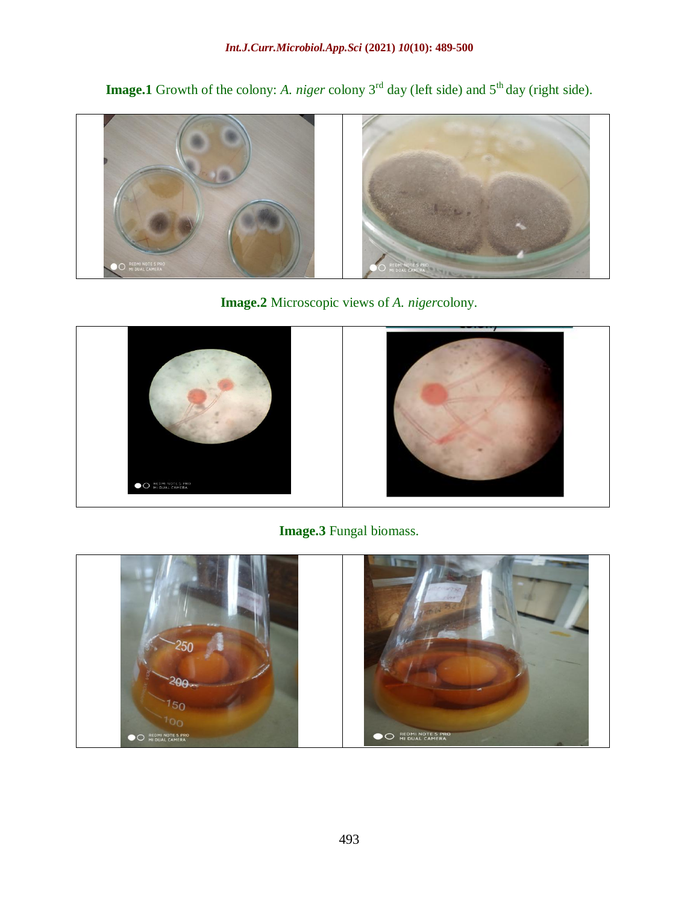**Image.1** Growth of the colony: *A. niger* colony 3rd day (left side) and 5th day (right side).

**Image.2** Microscopic views of *A. niger*colony.

**Image.3** Fungal biomass.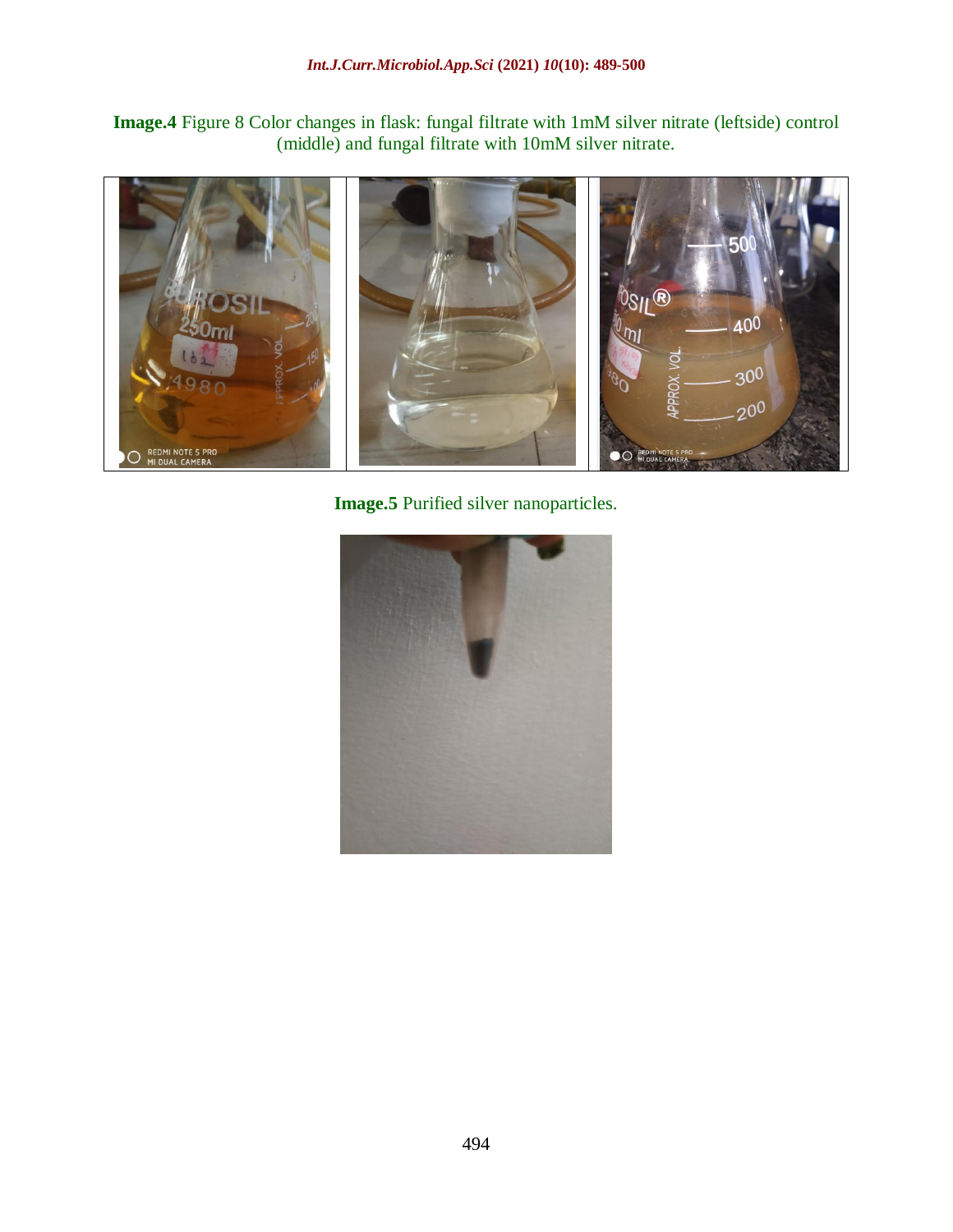**Image.4** Figure 8 Color changes in flask: fungal filtrate with 1mM silver nitrate (leftside) control (middle) and fungal filtrate with 10mM silver nitrate.

**Image.5** Purified silver nanoparticles.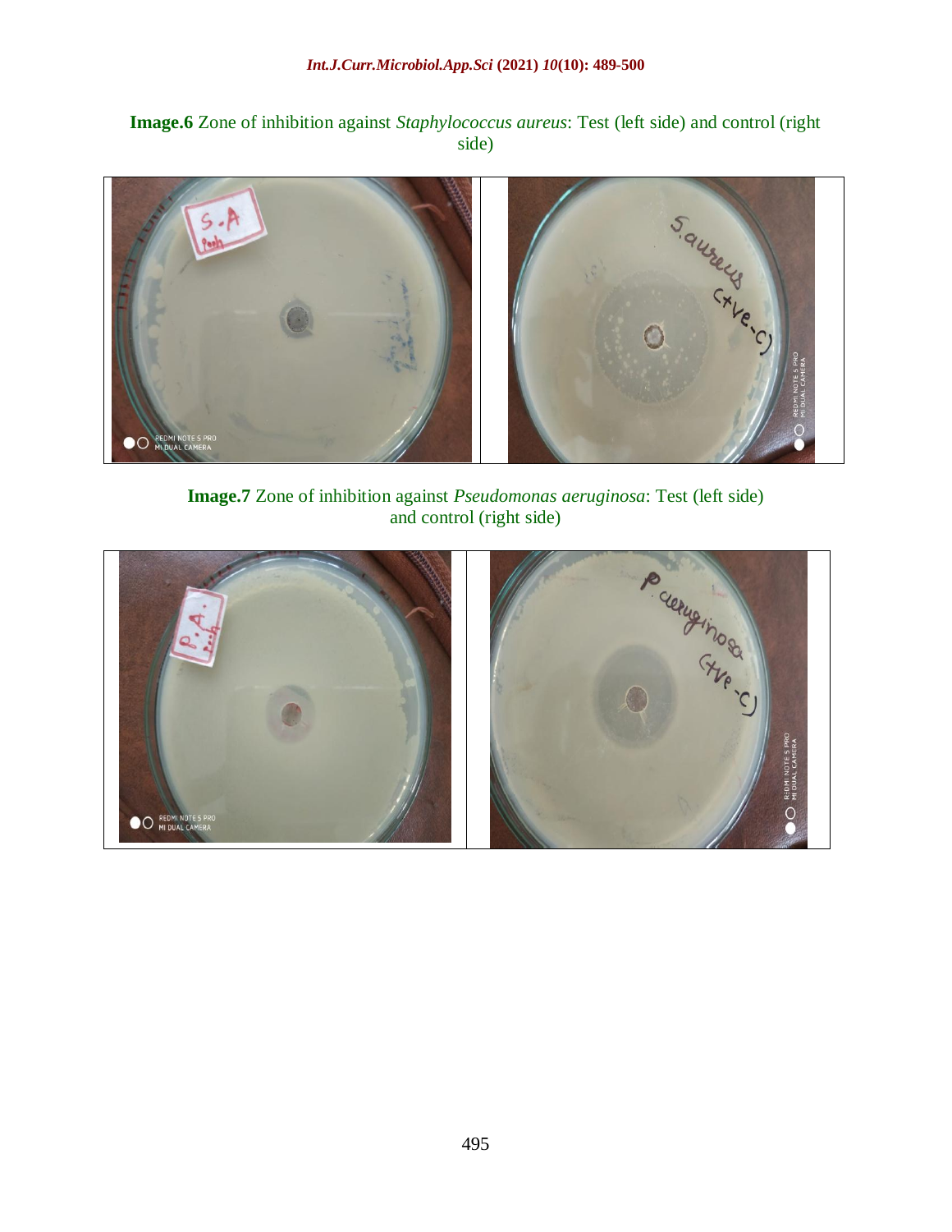**Image.6** Zone of inhibition against *Staphylococcus aureus*: Test (left side) and control (right side)

**Image.7** Zone of inhibition against *Pseudomonas aeruginosa*: Test (left side) and control (right side)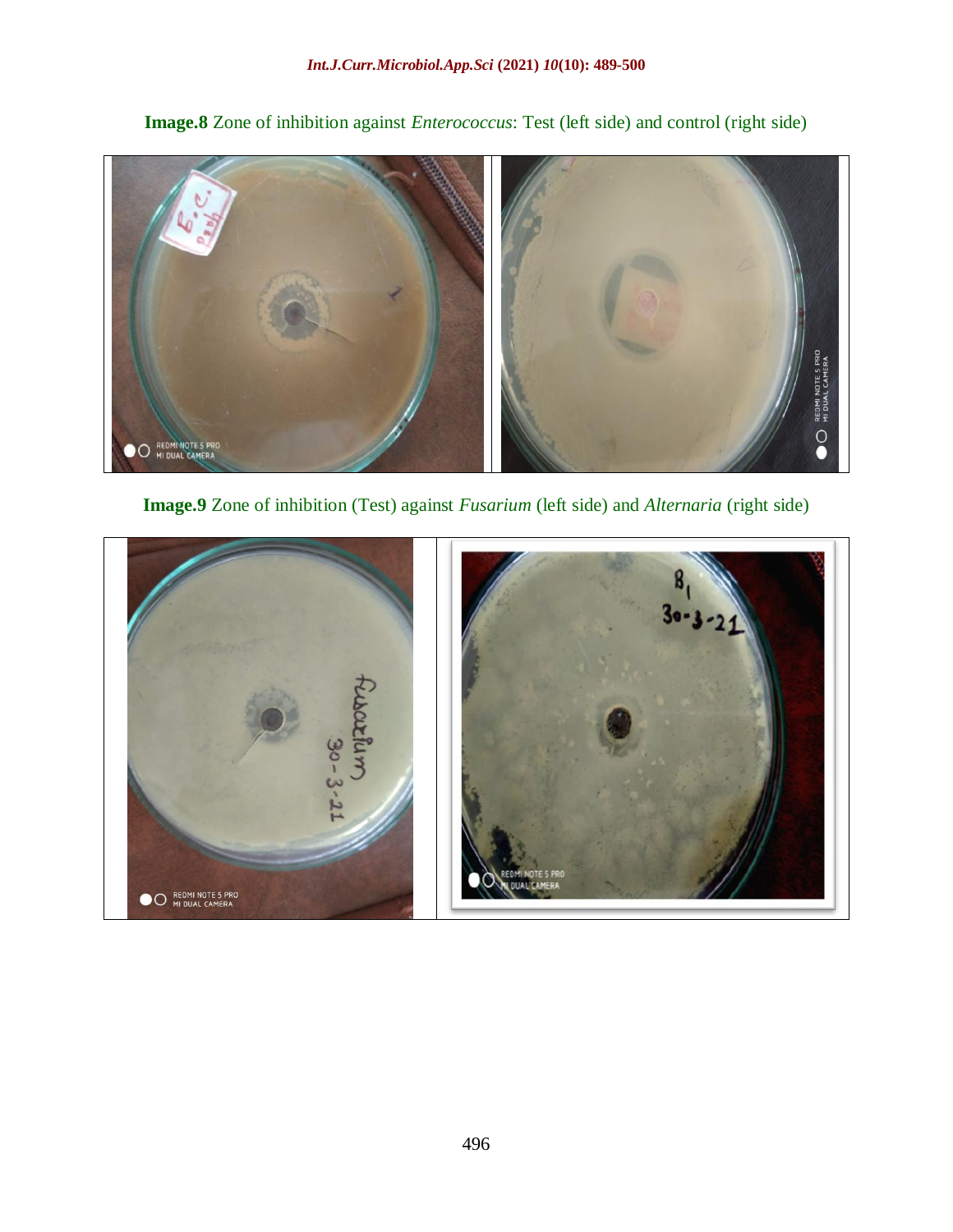**Image.8** Zone of inhibition against *Enterococcus*: Test (left side) and control (right side)

**Image.9** Zone of inhibition (Test) against *Fusarium* (left side) and *Alternaria* (right side)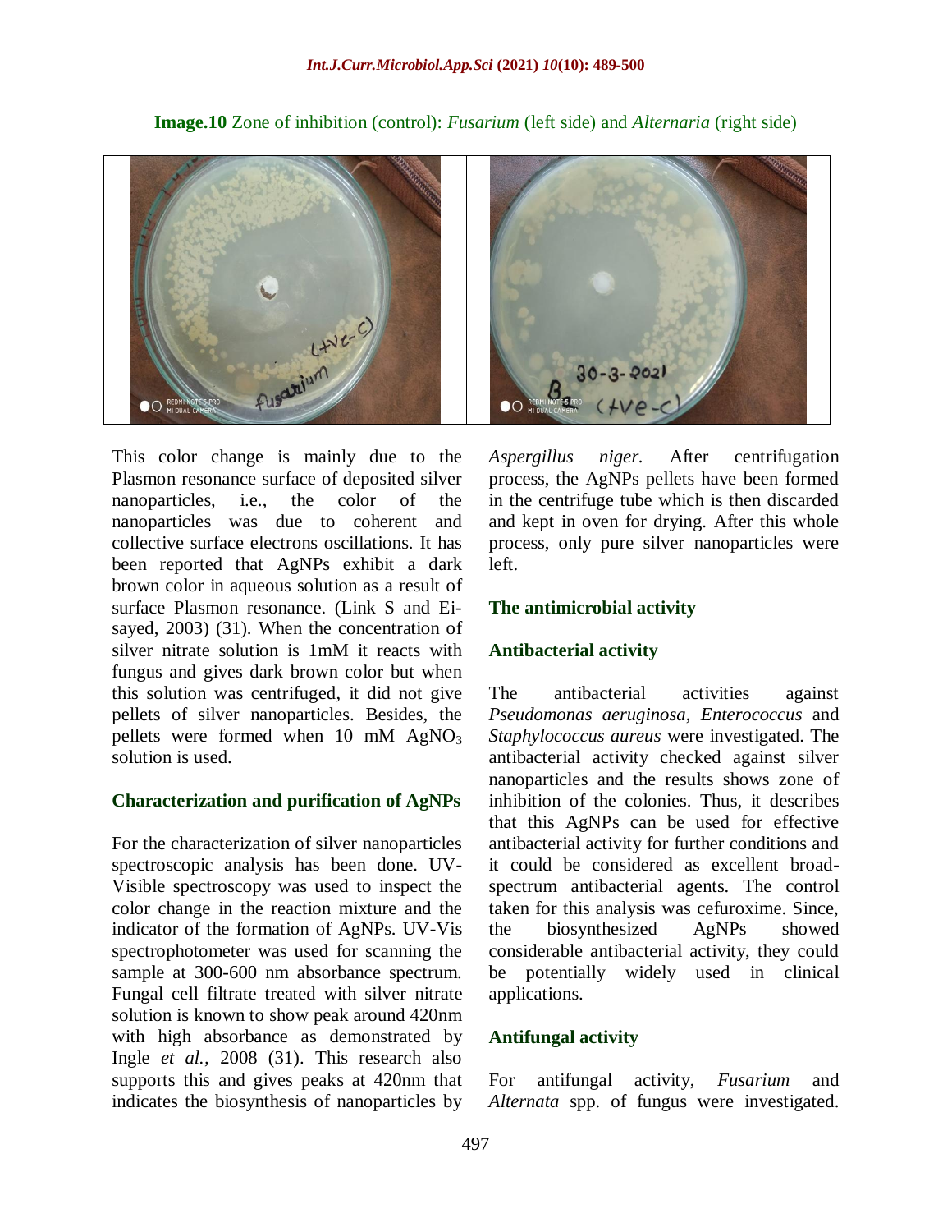**Image.10** Zone of inhibition (control): *Fusarium* (left side) and *Alternaria* (right side)

This color change is mainly due to the Plasmon resonance surface of deposited silver nanoparticles, i.e., the color of the nanoparticles was due to coherent and collective surface electrons oscillations. It has been reported that AgNPs exhibit a dark brown color in aqueous solution as a result of surface Plasmon resonance. (Link S and Ei-sayed, 2003) (31). When the concentration of silver nitrate solution is 1mM it reacts with fungus and gives dark brown color but when this solution was centrifuged, it did not give pellets of silver nanoparticles. Besides, the pellets were formed when 10 mM $AgNO_3$ solution is used.

## Characterization and purification of AgNPs

For the characterization of silver nanoparticles spectroscopic analysis has been done. UV-Visible spectroscopy was used to inspect the color change in the reaction mixture and the indicator of the formation of AgNPs. UV-Vis spectrophotometer was used for scanning the sample at 300-600 nm absorbance spectrum. Fungal cell filtrate treated with silver nitrate solution is known to show peak around 420nm with high absorbance as demonstrated by Ingle *et al.,* 2008 (31). This research also supports this and gives peaks at 420nm that indicates the biosynthesis of nanoparticles by *Aspergillus niger.* After centrifugation process, the AgNPs pellets have been formed in the centrifuge tube which is then discarded and kept in oven for drying. After this whole process, only pure silver nanoparticles were left.

## The antimicrobial activity

### Antibacterial activity

The antibacterial activities against *Pseudomonas aeruginosa*, *Enterococcus* and *Staphylococcus aureus* were investigated. The antibacterial activity checked against silver nanoparticles and the results shows zone of inhibition of the colonies. Thus, it describes that this AgNPs can be used for effective antibacterial activity for further conditions and it could be considered as excellent broad-spectrum antibacterial agents. The control taken for this analysis was cefuroxime. Since, the biosynthesized AgNPs showed considerable antibacterial activity, they could be potentially widely used in clinical applications.

### Antifungal activity

For antifungal activity, *Fusarium* and *Alternata* spp. of fungus were investigated.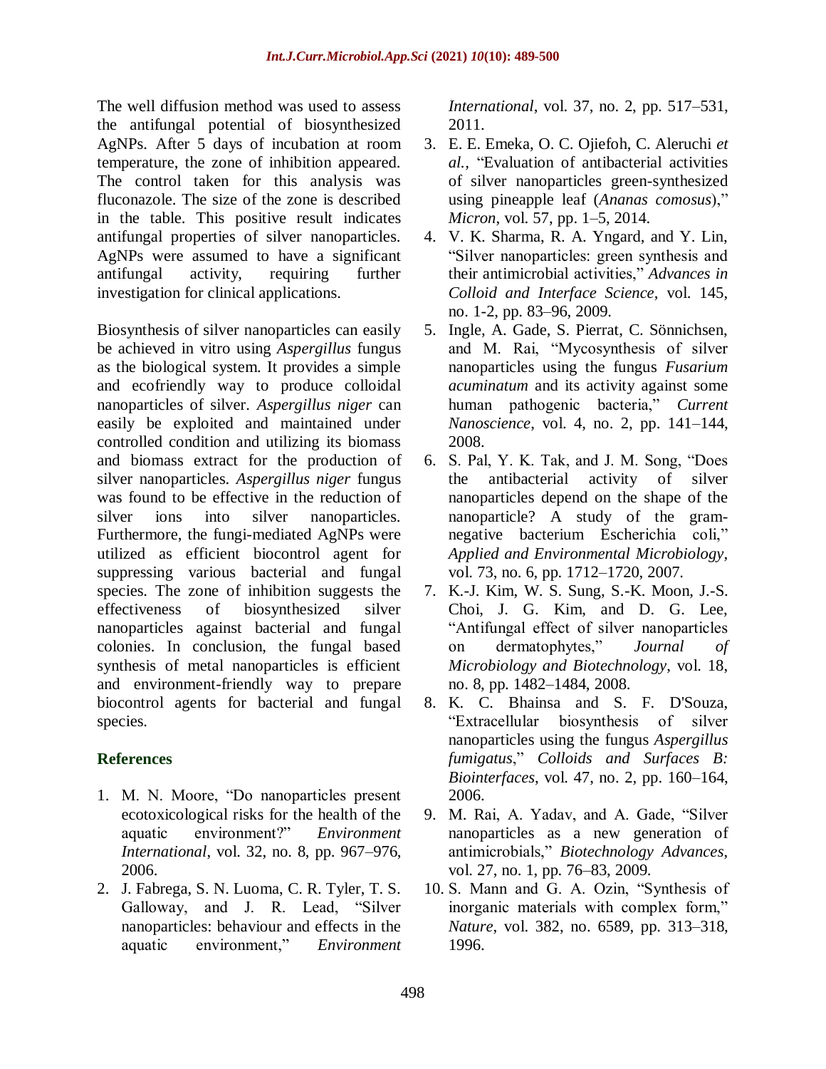The well diffusion method was used to assess the antifungal potential of biosynthesized AgNPs. After 5 days of incubation at room temperature, the zone of inhibition appeared. The control taken for this analysis was fluconazole. The size of the zone is described in the table. This positive result indicates antifungal properties of silver nanoparticles. AgNPs were assumed to have a significant antifungal activity, requiring further investigation for clinical applications.

Biosynthesis of silver nanoparticles can easily be achieved in vitro using *Aspergillus* fungus as the biological system. It provides a simple and ecofriendly way to produce colloidal nanoparticles of silver. *Aspergillus niger* can easily be exploited and maintained under controlled condition and utilizing its biomass and biomass extract for the production of silver nanoparticles. *Aspergillus niger* fungus was found to be effective in the reduction of silver ions into silver nanoparticles. Furthermore, the fungi-mediated AgNPs were utilized as efficient biocontrol agent for suppressing various bacterial and fungal species. The zone of inhibition suggests the effectiveness of biosynthesized silver nanoparticles against bacterial and fungal colonies. In conclusion, the fungal based synthesis of metal nanoparticles is efficient and environment-friendly way to prepare biocontrol agents for bacterial and fungal species.

## References

1. M. N. Moore, "Do nanoparticles present ecotoxicological risks for the health of the aquatic environment?" *Environment International*, vol. 32, no. 8, pp. 967–976, 2006.
2. J. Fabrega, S. N. Luoma, C. R. Tyler, T. S. Galloway, and J. R. Lead, "Silver nanoparticles: behaviour and effects in the aquatic environment," *Environment International*, vol. 37, no. 2, pp. 517–531, 2011.
3. E. E. Emeka, O. C. Ojiefoh, C. Aleruchi *et al.*, "Evaluation of antibacterial activities of silver nanoparticles green-synthesized using pineapple leaf (*Ananas comosus*)," *Micron*, vol. 57, pp. 1–5, 2014.
4. V. K. Sharma, R. A. Yngard, and Y. Lin, "Silver nanoparticles: green synthesis and their antimicrobial activities," *Advances in Colloid and Interface Science*, vol. 145, no. 1-2, pp. 83–96, 2009.
5. Ingle, A. Gade, S. Pierrat, C. Sönnichsen, and M. Rai, "Mycosynthesis of silver nanoparticles using the fungus *Fusarium acuminatum* and its activity against some human pathogenic bacteria," *Current Nanoscience*, vol. 4, no. 2, pp. 141–144, 2008.
6. S. Pal, Y. K. Tak, and J. M. Song, "Does the antibacterial activity of silver nanoparticles depend on the shape of the nanoparticle? A study of the gram-negative bacterium Escherichia coli," *Applied and Environmental Microbiology*, vol. 73, no. 6, pp. 1712–1720, 2007.
7. K.-J. Kim, W. S. Sung, S.-K. Moon, J.-S. Choi, J. G. Kim, and D. G. Lee, "Antifungal effect of silver nanoparticles on dermatophytes," *Journal of Microbiology and Biotechnology*, vol. 18, no. 8, pp. 1482–1484, 2008.
8. K. C. Bhainsa and S. F. D'Souza, "Extracellular biosynthesis of silver nanoparticles using the fungus *Aspergillus fumigatus*," *Colloids and Surfaces B: Biointerfaces*, vol. 47, no. 2, pp. 160–164, 2006.
9. M. Rai, A. Yadav, and A. Gade, "Silver nanoparticles as a new generation of antimicrobials," *Biotechnology Advances*, vol. 27, no. 1, pp. 76–83, 2009.
10. S. Mann and G. A. Ozin, "Synthesis of inorganic materials with complex form," *Nature*, vol. 382, no. 6589, pp. 313–318, 1996.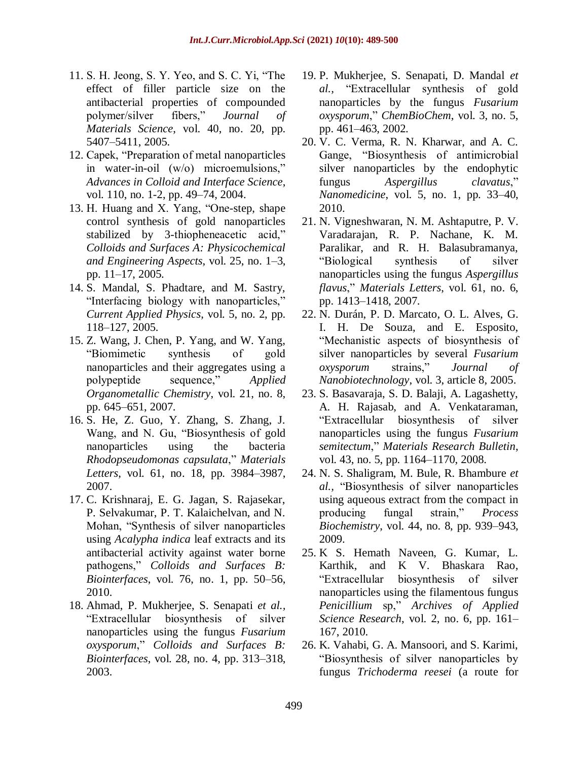11. S. H. Jeong, S. Y. Yeo, and S. C. Yi, "The effect of filler particle size on the antibacterial properties of compounded polymer/silver fibers," *Journal of Materials Science*, vol. 40, no. 20, pp. 5407–5411, 2005.
12. Capek, "Preparation of metal nanoparticles in water-in-oil (w/o) microemulsions," *Advances in Colloid and Interface Science*, vol. 110, no. 1-2, pp. 49–74, 2004.
13. H. Huang and X. Yang, "One-step, shape control synthesis of gold nanoparticles stabilized by 3-thiopheneacetic acid," *Colloids and Surfaces A: Physicochemical and Engineering Aspects*, vol. 25, no. 1–3, pp. 11–17, 2005.
14. S. Mandal, S. Phadtare, and M. Sastry, "Interfacing biology with nanoparticles," *Current Applied Physics*, vol. 5, no. 2, pp. 118–127, 2005.
15. Z. Wang, J. Chen, P. Yang, and W. Yang, "Biomimetic synthesis of gold nanoparticles and their aggregates using a polypeptide sequence," *Applied Organometallic Chemistry*, vol. 21, no. 8, pp. 645–651, 2007.
16. S. He, Z. Guo, Y. Zhang, S. Zhang, J. Wang, and N. Gu, "Biosynthesis of gold nanoparticles using the bacteria *Rhodopseudomonas capsulata*," *Materials Letters*, vol. 61, no. 18, pp. 3984–3987, 2007.
17. C. Krishnaraj, E. G. Jagan, S. Rajasekar, P. Selvakumar, P. T. Kalaichelvan, and N. Mohan, "Synthesis of silver nanoparticles using *Acalypha indica* leaf extracts and its antibacterial activity against water borne pathogens," *Colloids and Surfaces B: Biointerfaces*, vol. 76, no. 1, pp. 50–56, 2010.
18. Ahmad, P. Mukherjee, S. Senapati *et al.*, "Extracellular biosynthesis of silver nanoparticles using the fungus *Fusarium oxysporum*," *Colloids and Surfaces B: Biointerfaces*, vol. 28, no. 4, pp. 313–318, 2003.
19. P. Mukherjee, S. Senapati, D. Mandal *et al.*, "Extracellular synthesis of gold nanoparticles by the fungus *Fusarium oxysporum*," *ChemBioChem*, vol. 3, no. 5, pp. 461–463, 2002.
20. V. C. Verma, R. N. Kharwar, and A. C. Gange, "Biosynthesis of antimicrobial silver nanoparticles by the endophytic fungus *Aspergillus clavatus*," *Nanomedicine*, vol. 5, no. 1, pp. 33–40, 2010.
21. N. Vigneshwaran, N. M. Ashtaputre, P. V. Varadarajan, R. P. Nachane, K. M. Paralikar, and R. H. Balasubramanya, "Biological synthesis of silver nanoparticles using the fungus *Aspergillus flavus*," *Materials Letters*, vol. 61, no. 6, pp. 1413–1418, 2007.
22. N. Durán, P. D. Marcato, O. L. Alves, G. I. H. De Souza, and E. Esposito, "Mechanistic aspects of biosynthesis of silver nanoparticles by several *Fusarium oxysporum* strains," *Journal of Nanobiotechnology*, vol. 3, article 8, 2005.
23. S. Basavaraja, S. D. Balaji, A. Lagashetty, A. H. Rajasab, and A. Venkataraman, "Extracellular biosynthesis of silver nanoparticles using the fungus *Fusarium semitectum*," *Materials Research Bulletin*, vol. 43, no. 5, pp. 1164–1170, 2008.
24. N. S. Shaligram, M. Bule, R. Bhambure *et al.*, "Biosynthesis of silver nanoparticles using aqueous extract from the compact in producing fungal strain," *Process Biochemistry*, vol. 44, no. 8, pp. 939–943, 2009.
25. K S. Hemath Naveen, G. Kumar, L. Karthik, and K V. Bhaskara Rao, "Extracellular biosynthesis of silver nanoparticles using the filamentous fungus *Penicillium* sp," *Archives of Applied Science Research*, vol. 2, no. 6, pp. 161–167, 2010.
26. K. Vahabi, G. A. Mansoori, and S. Karimi, "Biosynthesis of silver nanoparticles by fungus *Trichoderma reesei* (a route for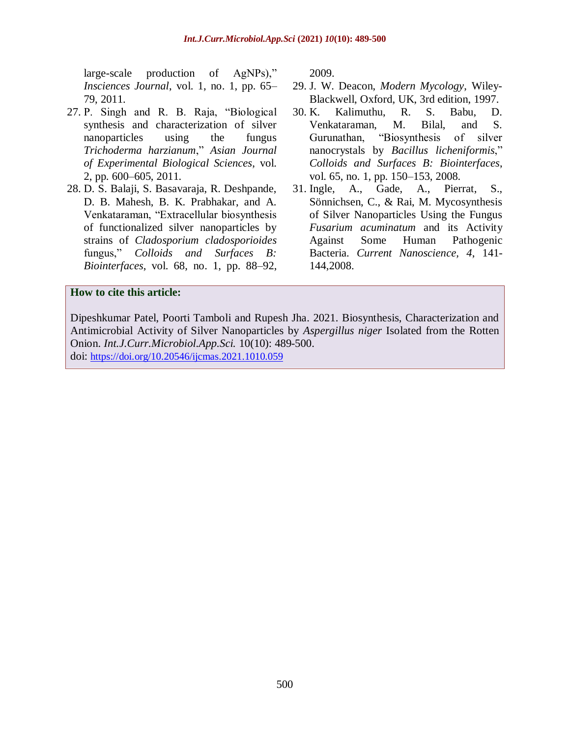large-scale production of AgNPs)," *Insciences Journal*, vol. 1, no. 1, pp. 65–79, 2011.

27. P. Singh and R. B. Raja, "Biological synthesis and characterization of silver nanoparticles using the fungus *Trichoderma harzianum*," *Asian Journal of Experimental Biological Sciences*, vol. 2, pp. 600–605, 2011.
28. D. S. Balaji, S. Basavaraja, R. Deshpande, D. B. Mahesh, B. K. Prabhakar, and A. Venkataraman, "Extracellular biosynthesis of functionalized silver nanoparticles by strains of *Cladosporium cladosporioides* fungus," *Colloids and Surfaces B: Biointerfaces*, vol. 68, no. 1, pp. 88–92, 2009.
29. J. W. Deacon, *Modern Mycology*, Wiley-Blackwell, Oxford, UK, 3rd edition, 1997.
30. K. Kalimuthu, R. S. Babu, D. Venkataraman, M. Bilal, and S. Gurunathan, "Biosynthesis of silver nanocrystals by *Bacillus licheniformis*," *Colloids and Surfaces B: Biointerfaces*, vol. 65, no. 1, pp. 150–153, 2008.
31. Ingle, A., Gade, A., Pierrat, S., Sönnichsen, C., & Rai, M. Mycosynthesis of Silver Nanoparticles Using the Fungus *Fusarium acuminatum* and its Activity Against Some Human Pathogenic Bacteria. *Current Nanoscience, 4*, 141-144,2008.

**How to cite this article:**

Dipeshkumar Patel, Poorti Tamboli and Rupesh Jha. 2021. Biosynthesis, Characterization and Antimicrobial Activity of Silver Nanoparticles by *Aspergillus niger* Isolated from the Rotten Onion. *Int.J.Curr.Microbiol.App.Sci.* 10(10): 489-500.
doi: https://doi.org/10.20546/ijcmas.2021.1010.059